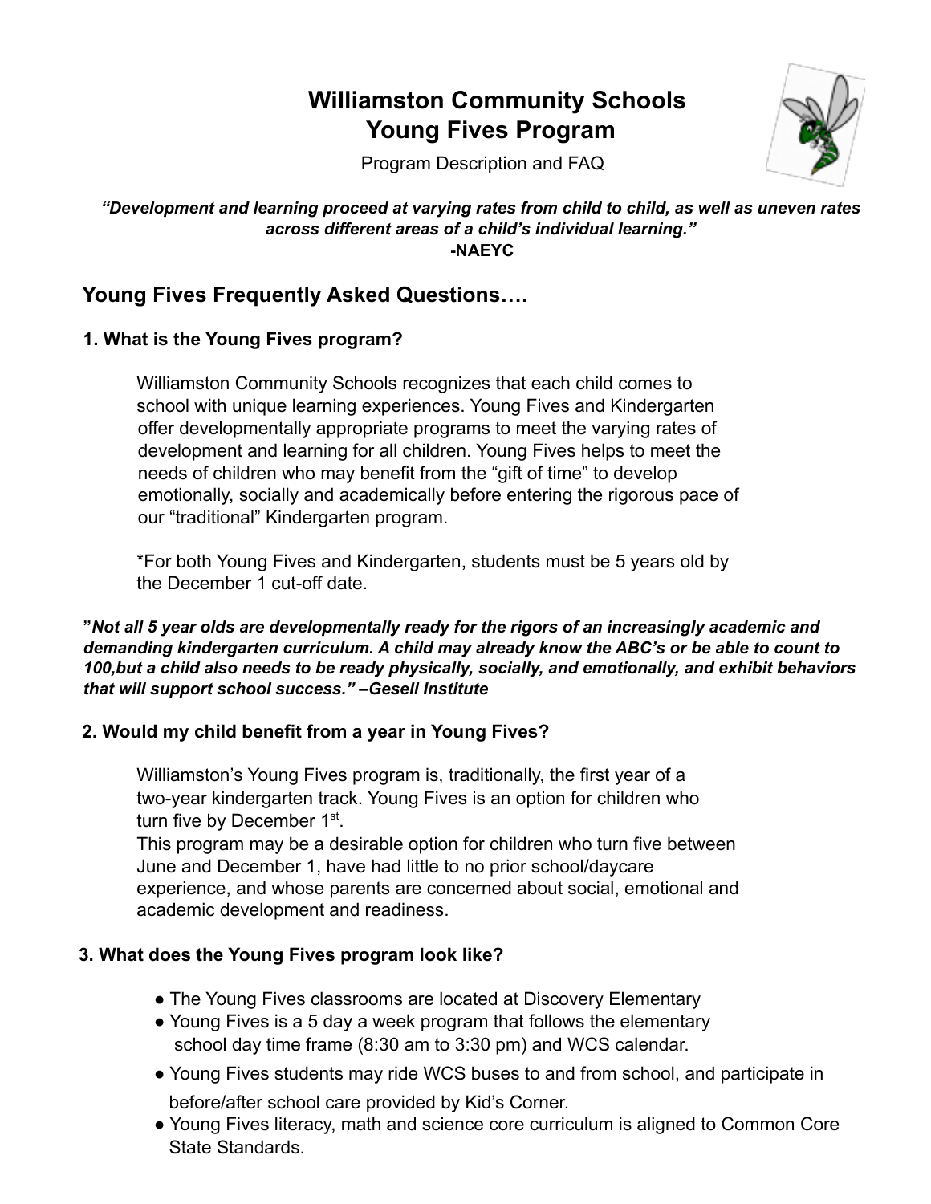# Williamston Community Schools
# Young Fives Program

Program Description and FAQ

***"Development and learning proceed at varying rates from child to child, as well as uneven rates across different areas of a child's individual learning."***
**-NAEYC**

## Young Fives Frequently Asked Questions….

### 1. What is the Young Fives program?

Williamston Community Schools recognizes that each child comes to school with unique learning experiences. Young Fives and Kindergarten offer developmentally appropriate programs to meet the varying rates of development and learning for all children. Young Fives helps to meet the needs of children who may benefit from the "gift of time" to develop emotionally, socially and academically before entering the rigorous pace of our "traditional" Kindergarten program.

*For both Young Fives and Kindergarten, students must be 5 years old by the December 1 cut-off date.

**"*Not all 5 year olds are developmentally ready for the rigors of an increasingly academic and demanding kindergarten curriculum. A child may already know the ABC's or be able to count to 100,but a child also needs to be ready physically, socially, and emotionally, and exhibit behaviors that will support school success." –Gesell Institute***

### 2. Would my child benefit from a year in Young Fives?

Williamston's Young Fives program is, traditionally, the first year of a two-year kindergarten track. Young Fives is an option for children who turn five by December 1st.
This program may be a desirable option for children who turn five between June and December 1, have had little to no prior school/daycare experience, and whose parents are concerned about social, emotional and academic development and readiness.

### 3. What does the Young Fives program look like?

- The Young Fives classrooms are located at Discovery Elementary
- Young Fives is a 5 day a week program that follows the elementary school day time frame (8:30 am to 3:30 pm) and WCS calendar.
- Young Fives students may ride WCS buses to and from school, and participate in before/after school care provided by Kid's Corner.
- Young Fives literacy, math and science core curriculum is aligned to Common Core State Standards.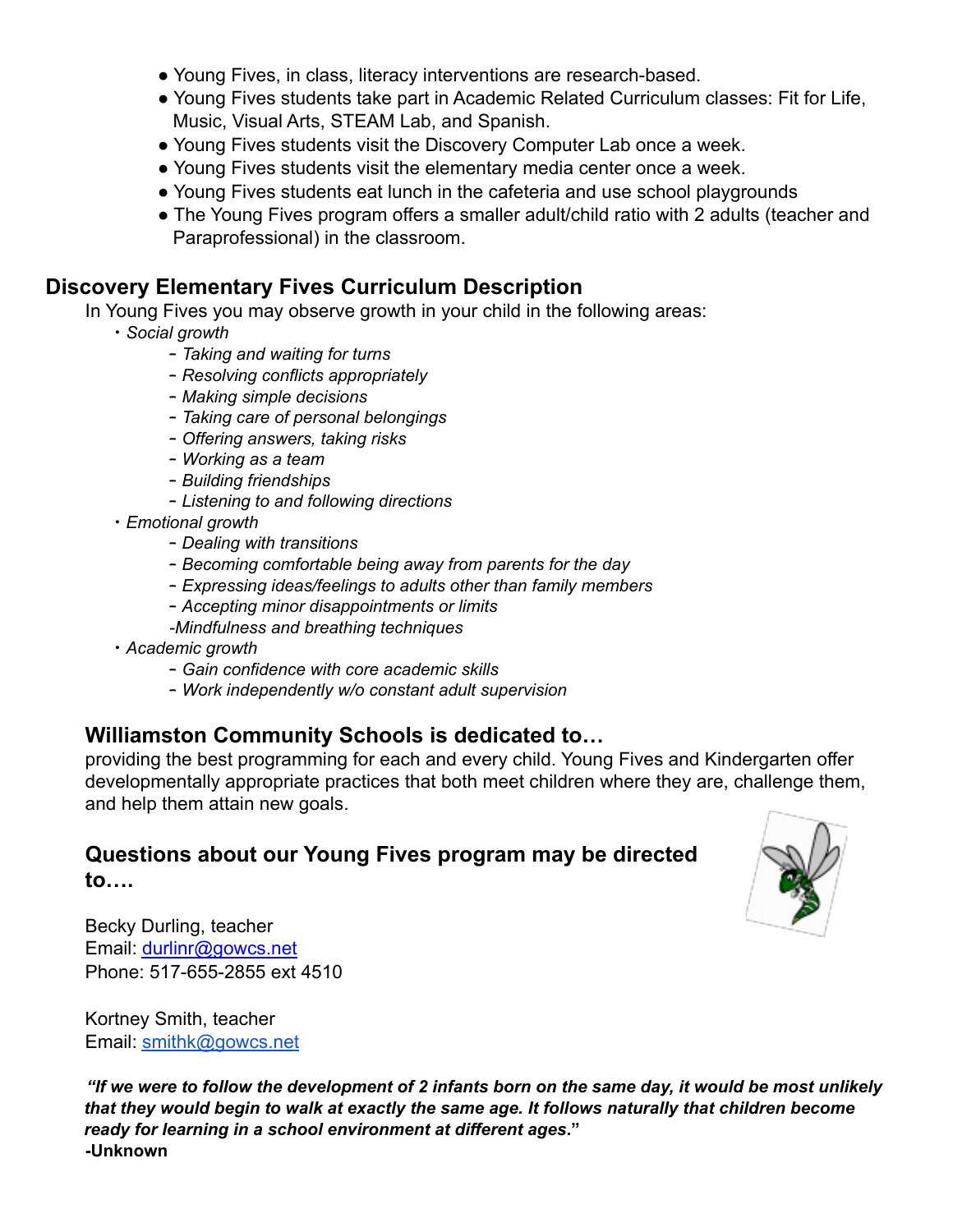- Young Fives, in class, literacy interventions are research-based.
- Young Fives students take part in Academic Related Curriculum classes: Fit for Life, Music, Visual Arts, STEAM Lab, and Spanish.
- Young Fives students visit the Discovery Computer Lab once a week.
- Young Fives students visit the elementary media center once a week.
- Young Fives students eat lunch in the cafeteria and use school playgrounds
- The Young Fives program offers a smaller adult/child ratio with 2 adults (teacher and Paraprofessional) in the classroom.

## Discovery Elementary Fives Curriculum Description

In Young Fives you may observe growth in your child in the following areas:

- *Social growth*
  - *Taking and waiting for turns*
  - *Resolving conflicts appropriately*
  - *Making simple decisions*
  - *Taking care of personal belongings*
  - *Offering answers, taking risks*
  - *Working as a team*
  - *Building friendships*
  - *Listening to and following directions*
- *Emotional growth*
  - *Dealing with transitions*
  - *Becoming comfortable being away from parents for the day*
  - *Expressing ideas/feelings to adults other than family members*
  - *Accepting minor disappointments or limits*
  - *Mindfulness and breathing techniques*
- *Academic growth*
  - *Gain confidence with core academic skills*
  - *Work independently w/o constant adult supervision*

### Williamston Community Schools is dedicated to…

providing the best programming for each and every child. Young Fives and Kindergarten offer developmentally appropriate practices that both meet children where they are, challenge them, and help them attain new goals.

### Questions about our Young Fives program may be directed to….

Becky Durling, teacher
Email: durlinr@gowcs.net
Phone: 517-655-2855 ext 4510

Kortney Smith, teacher
Email: smithk@gowcs.net

***"If we were to follow the development of 2 infants born on the same day, it would be most unlikely that they would begin to walk at exactly the same age. It follows naturally that children become ready for learning in a school environment at different ages."***
**-Unknown**